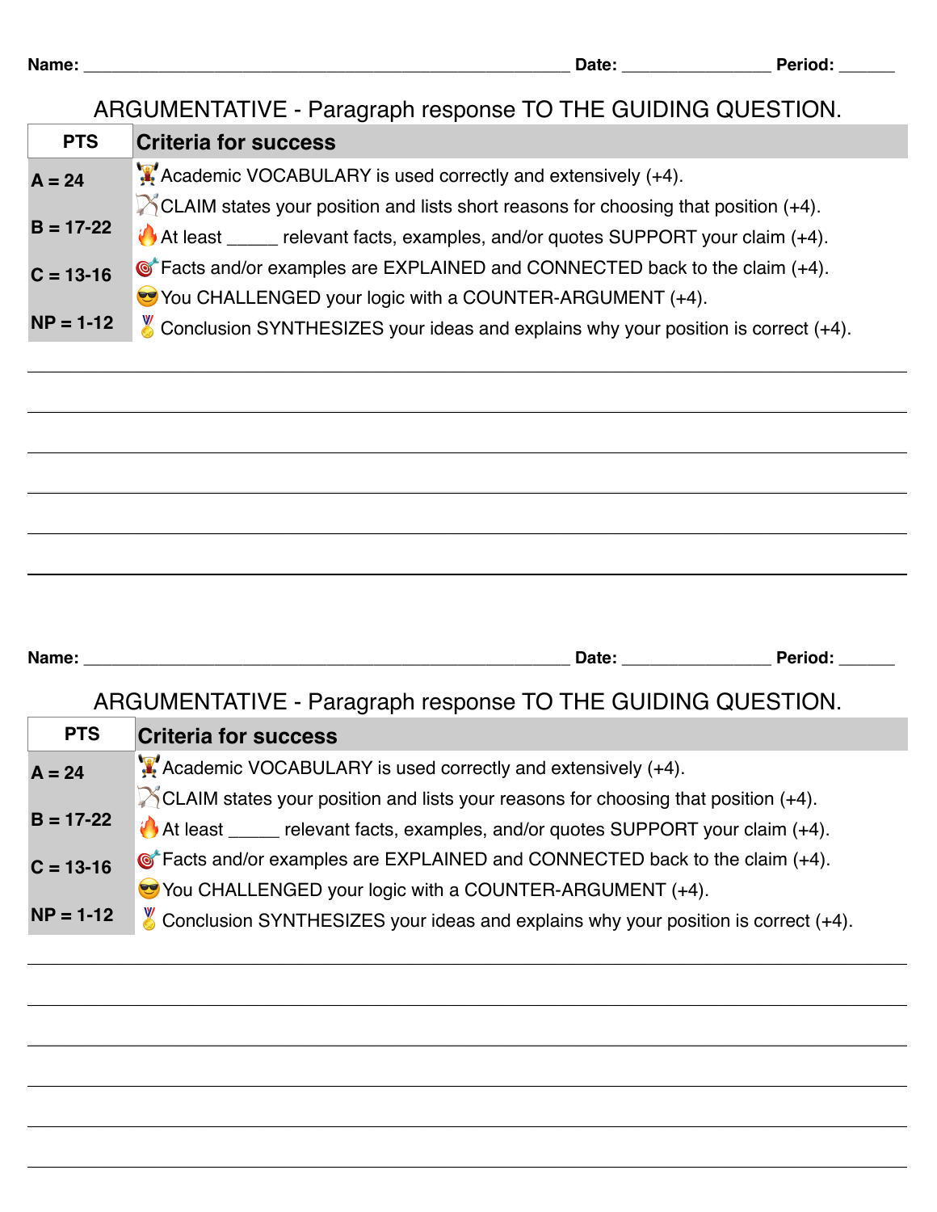Name: ____________________________________________________ Date: ________________ Period: ______

ARGUMENTATIVE - Paragraph response TO THE GUIDING QUESTION.

| PTS | Criteria for success |
|---|---|
| A = 24 | 🏋️ Academic VOCABULARY is used correctly and extensively (+4). |
| | 🏹 CLAIM states your position and lists short reasons for choosing that position (+4). |
| B = 17-22 | 🔥 At least _____ relevant facts, examples, and/or quotes SUPPORT your claim (+4). |
| C = 13-16 | 🎯 Facts and/or examples are EXPLAINED and CONNECTED back to the claim (+4). |
| | 😎 You CHALLENGED your logic with a COUNTER-ARGUMENT (+4). |
| NP = 1-12 | 🏅 Conclusion SYNTHESIZES your ideas and explains why your position is correct (+4). |

________________________________________________________________________________

________________________________________________________________________________

________________________________________________________________________________

________________________________________________________________________________

________________________________________________________________________________

________________________________________________________________________________

Name: ____________________________________________________ Date: ________________ Period: ______

ARGUMENTATIVE - Paragraph response TO THE GUIDING QUESTION.

| PTS | Criteria for success |
|---|---|
| A = 24 | 🏋️ Academic VOCABULARY is used correctly and extensively (+4). |
| | 🏹 CLAIM states your position and lists your reasons for choosing that position (+4). |
| B = 17-22 | 🔥 At least _____ relevant facts, examples, and/or quotes SUPPORT your claim (+4). |
| C = 13-16 | 🎯 Facts and/or examples are EXPLAINED and CONNECTED back to the claim (+4). |
| | 😎 You CHALLENGED your logic with a COUNTER-ARGUMENT (+4). |
| NP = 1-12 | 🏅 Conclusion SYNTHESIZES your ideas and explains why your position is correct (+4). |

________________________________________________________________________________

________________________________________________________________________________

________________________________________________________________________________

________________________________________________________________________________

________________________________________________________________________________

________________________________________________________________________________